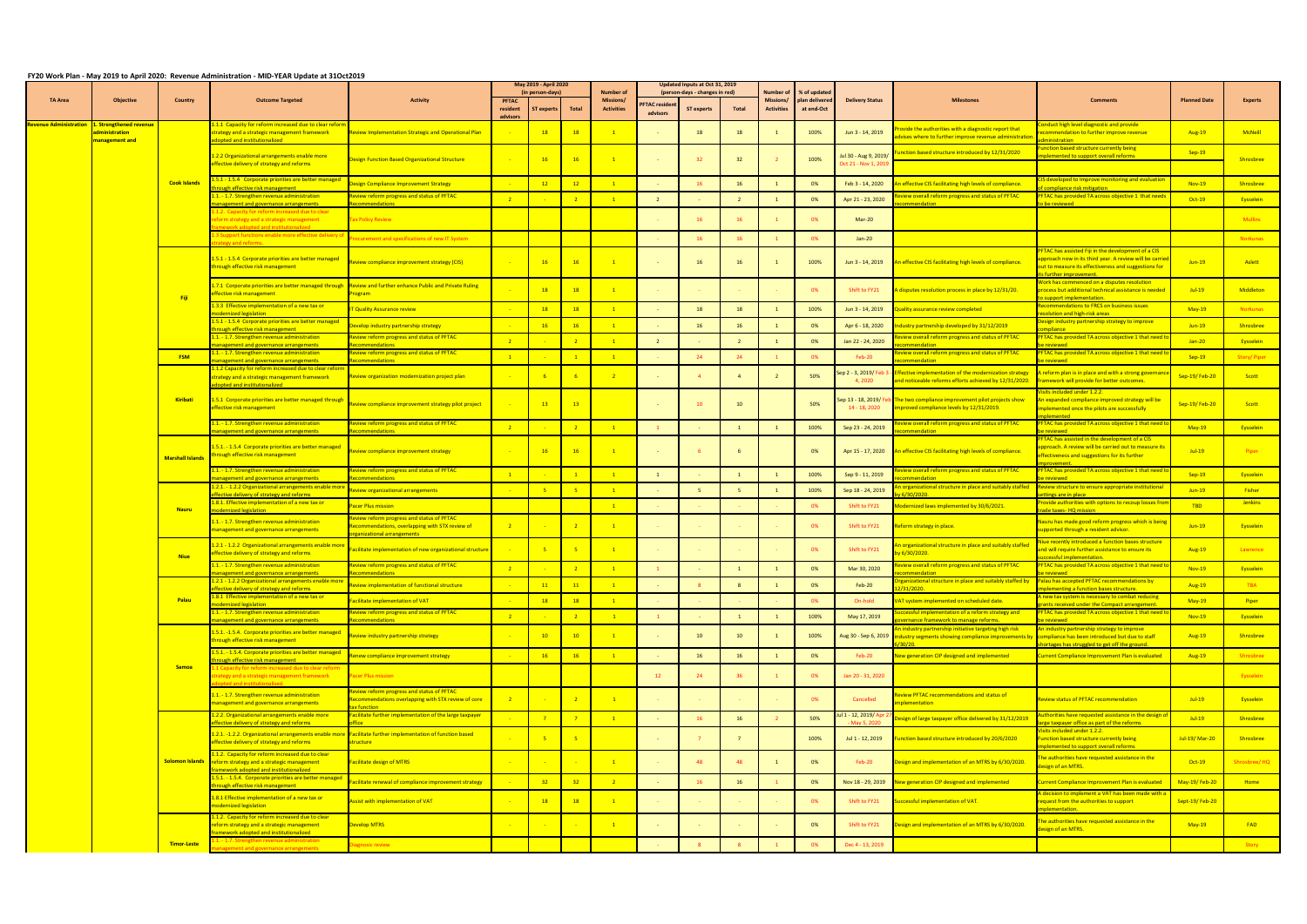## FY20 Work Plan - May 2019 to April 2020: Revenue Administration - MID-YEAR Update at 31Oct2019

| TA Area | Objective | Country | Outcome Targeted | Activity | May 2019 - April 2020 (in person-days) PFTAC resident advisors | ST experts | Total | Number of Missions/ Activities | Updated Inputs at Oct 31, 2019 (person-days - changes in red) PFTAC resident advisors | ST experts | Total | Number of Missions/ Activities | % of updated plan delivered at end-Oct | Delivery Status | Milestones | Comments | Planned Date | Experts |
|---|---|---|---|---|---|---|---|---|---|---|---|---|---|---|---|---|---|---|
| Revenue Administration | 1. Strengthened revenue administration management and | Cook Islands | 1.1.1 Capacity for reform increased due to clear reform strategy and a strategic management framework adopted and institutionalized | Review Implementation Strategic and Operational Plan | - | 18 | 18 | 1 | - | 18 | 18 | 1 | 100% | Jun 3 - 14, 2019 | Provide the authorities with a diagnostic report that advises where to further improve revenue administration. | Conduct high level diagnostic and provide recommendation to further improve revenue administration | Aug-19 | McNeill |
| | | | 1.2.2 Organizational arrangements enable more effective delivery of strategy and reforms | Design Function Based Organizational Structure | - | 16 | 16 | 1 | - | 32 | 32 | 2 | 100% | Jul 30 - Aug 9, 2019/ Oct 21 - Nov 1, 2019 | Function based structure introduced by 12/31/2020 | Function based structure currently being implemented to support overall reforms | Sep-19 | Shrosbree |
| | | | 1.5.1 - 1.5.4 Corporate priorities are better managed through effective risk management | Design Compliance Improvement Strategy | - | 12 | 12 | 1 | - | 16 | 16 | 1 | 0% | Feb 3 - 14, 2020 | An effective CIS facilitating high levels of compliance. | CIS developed to Improve monitoring and evaluation of compliance risk mitigation | Nov-19 | Shrosbree |
| | | | 1.1. - 1.7. Strengthen revenue administration management and governance arrangements | Review reform progress and status of PFTAC Recommendations | 2 | - | 2 | 1 | 2 | - | 2 | 1 | 0% | Apr 21 - 23, 2020 | Review overall reform progress and status of PFTAC recommendation | PFTAC has provided TA across objective 1 that needs to be reviewed | Oct-19 | Eysselein |
| | | | 1.1.2. Capacity for reform increased due to clear reform strategy and a strategic management framework adopted and institutionalized | Tax Policy Review | | | | | - | 16 | 16 | 1 | 0% | Mar-20 | | | | Mullins |
| | | | 1.3 Support functions enable more effective delivery of strategy and reforms. | Procurement and specifications of new IT System | | | | | - | 16 | 16 | 1 | 0% | Jan-20 | | | | Norkunas |
| | | Fiji | 1.5.1 - 1.5.4 Corporate priorities are better managed through effective risk management | Review compliance improvement strategy (CIS) | - | 16 | 16 | 1 | - | 16 | 16 | 1 | 100% | Jun 3 - 14, 2019 | An effective CIS facilitating high levels of compliance. | PFTAC has assisted Fiji in the development of a CIS approach now in its third year. A review will be carried out to measure its effectiveness and suggestions for its further improvement. | Jun-19 | Aslett |
| | | | 1.7.1 Corporate priorities are better managed through effective risk management | Review and further enhance Public and Private Ruling Program | - | 18 | 18 | 1 | - | - | - | - | 0% | Shift to FY21 | A disputes resolution process in place by 12/31/20. | Work has commenced on a disputes resolution process but additional technical assistance is needed to support implementation. | Jul-19 | Middleton |
| | | | 1.3.3 Effective implementation of a new tax or modernized legislation | IT Quality Assurance review | - | 18 | 18 | 1 | - | 18 | 18 | 1 | 100% | Jun 3 - 14, 2019 | Quality assurance review completed | Recommendations to FRCS on business issues resolution and high-risk areas | May-19 | Norkunas |
| | | | 1.5.1 - 1.5.4 Corporate priorities are better managed through effective risk management | Develop industry partnership strategy | - | 16 | 16 | 1 | - | 16 | 16 | 1 | 0% | Apr 6 - 18, 2020 | Industry partnership developed by 31/12/2019 | Design industry partnership strategy to improve compliance | Jun-19 | Shrosbree |
| | | | 1.1. - 1.7. Strengthen revenue administration management and governance arrangements | Review reform progress and status of PFTAC Recommendations | 2 | - | 2 | 1 | 2 | - | 2 | 1 | 0% | Jan 22 - 24, 2020 | Review overall reform progress and status of PFTAC recommendation | PFTAC has provided TA across objective 1 that need to be reviewed | Jan-20 | Eysselein |
| | | FSM | 1.1. - 1.7. Strengthen revenue administration management and governance arrangements | Review reform progress and status of PFTAC Recommendations | 1 | - | 1 | 1 | - | 24 | 24 | 1 | 0% | Feb-20 | Review overall reform progress and status of PFTAC recommendation | PFTAC has provided TA across objective 1 that need to be reviewed | Sep-19 | Story/ Piper |
| | | Kiribati | 1.1.2 Capacity for reform increased due to clear reform strategy and a strategic management framework adopted and institutionalized | Review organization modernization project plan | - | 6 | 6 | 2 | - | 4 | 4 | 2 | 50% | Sep 2 - 3, 2019/ Feb 3 - 4, 2020 | Effective implementation of the modernization strategy and noticeable reforms efforts achieved by 12/31/2020. | A reform plan is in place and with a strong governance framework will provide for better outcomes. | Sep-19/ Feb-20 | Scott |
| | | | 1.5.1 Corporate priorities are better managed through effective risk management | Review compliance improvement strategy pilot project | - | 13 | 13 | | - | 10 | 10 | | 50% | Sep 13 - 18, 2019/ Feb 14 - 18, 2020 | The two compliance improvement pilot projects show improved compliance levels by 12/31/2019. | Visits included under 1.2.2. An expanded compliance improved strategy will be implemented once the pilots are successfully implemented | Sep-19/ Feb-20 | Scott |
| | | | 1.1. - 1.7. Strengthen revenue administration management and governance arrangements | Review reform progress and status of PFTAC Recommendations | 2 | - | 2 | 1 | 1 | - | 1 | 1 | 100% | Sep 23 - 24, 2019 | Review overall reform progress and status of PFTAC recommendation | PFTAC has provided TA across objective 1 that need to be reviewed | May-19 | Eysselein |
| | | Marshall Islands | 1.5.1. - 1.5.4. Corporate priorities are better managed through effective risk management | Review compliance improvement strategy | - | 16 | 16 | 1 | - | 6 | 6 | | 0% | Apr 15 - 17, 2020 | An effective CIS facilitating high levels of compliance. | PFTAC has assisted in the development of a CIS approach. A review will be carried out to measure its effectiveness and suggestions for its further improvement. | Jul-19 | Piper |
| | | | 1.1. - 1.7. Strengthen revenue administration management and governance arrangements | Review reform progress and status of PFTAC Recommendations | 1 | - | 1 | 1 | 1 | - | 1 | 1 | 100% | Sep 9 - 11, 2019 | Review overall reform progress and status of PFTAC recommendation | PFTAC has provided TA across objective 1 that need to be reviewed | Sep-19 | Eysselein |
| | | Nauru | 1.2.1. - 1.2.2 Organizational arrangements enable more effective delivery of strategy and reforms | Review organizational arrangements | - | 5 | 5 | 1 | - | 5 | 5 | 1 | 100% | Sep 18 - 24, 2019 | An organizational structure in place and suitably staffed by 6/30/2020 | Review structure to ensure appropriate institutional settings are in place | Jun-19 | Fisher |
| | | | 1.8.1. Effective implementation of a new tax or modernized legislation | Pacer Plus mission | | | | 1 | - | - | - | - | 0% | Shift to FY21 | Modernized laws implemented by 30/6/2021. | Provide authorities with options to recoup losses from trade taxes- HQ mission | TBD | Jenkins |
| | | | 1.1. - 1.7. Strengthen revenue administration management and governance arrangements | Review reform progress and status of PFTAC Recommendations, overlapping with STX review of organizational arrangements | 2 | - | 2 | 1 | - | - | - | - | 0% | Shift to FY21 | Reform strategy in place. | Nauru has made good reform progress which is being supported through a resident advisor. | Jun-19 | Eysselein |
| | | Niue | 1.2.1 - 1.2.2 Organizational arrangements enable more effective delivery of strategy and reforms | Facilitate implementation of new organizational structure | - | 5 | 5 | 1 | - | - | - | - | 0% | Shift to FY21 | An organizational structure in place and suitably staffed by 6/30/2020. | Niue recently introduced a function bases structure and will require further assistance to ensure its successful implementation. | Aug-19 | Lawrence |
| | | | 1.1. - 1.7. Strengthen revenue administration management and governance arrangements | Review reform progress and status of PFTAC Recommendations | 2 | - | 2 | 1 | 1 | - | 1 | 1 | 0% | Mar 30, 2020 | Review overall reform progress and status of PFTAC recommendation | PFTAC has provided TA across objective 1 that need to be reviewed | Nov-19 | Eysselein |
| | | Palau | 1.2.1 - 1.2.2 Organizational arrangements enable more effective delivery of strategy and reforms | Review implementation of functional structure | - | 11 | 11 | 1 | - | 8 | 8 | 1 | 0% | Feb-20 | Organizational structure in place and suitably staffed by 12/31/2020. | Palau has accepted PFTAC recommendations by implementing a function bases structure. | Aug-19 | TBA |
| | | | 1.8.1 Effective implementation of a new tax or modernized legislation | Facilitate implementation of VAT | - | 18 | 18 | 1 | - | - | - | - | 0% | On-hold | VAT system implemented on scheduled date. | A new tax system is necessary to combat reducing grants received under the Compact arrangement. | May-19 | Piper |
| | | | 1.1. - 1.7. Strengthen revenue administration management and governance arrangements | Review reform progress and status of PFTAC Recommendations | 2 | - | 2 | 1 | 1 | - | 1 | 1 | 100% | May 17, 2019 | Successful implementation of a reform strategy and governance framework to manage reforms. | PFTAC has provided TA across objective 1 that need to be reviewed | Nov-19 | Eysselein |
| | | Samoa | 1.5.1. -1.5.4. Corporate priorities are better managed through effective risk management | Review industry partnership strategy | - | 10 | 10 | 1 | - | 10 | 10 | 1 | 100% | Aug 30 - Sep 6, 2019 | An industry partnership initiative targeting high risk industry segments showing compliance improvements by 6/30/20. | An industry partnership strategy to improve compliance has been introduced but due to staff shortages has struggled to get off the ground. | Aug-19 | Shrosbree |
| | | | 1.5.1. - 1.5.4. Corporate priorities are better managed through effective risk management | Renew compliance improvement strategy | - | 16 | 16 | 1 | - | 16 | 16 | 1 | 0% | Feb-20 | New generation CIP designed and implemented | Current Compliance Improvement Plan is evaluated | Aug-19 | Shrosbree |
| | | | 1.1 Capacity for reform increased due to clear reform strategy and a strategic management framework adopted and institutionalised | Pacer Plus mission | | | | | 12 | 24 | 36 | 1 | 0% | Jan 20 - 31, 2020 | | | | Eysselein |
| | | | 1.1. - 1.7. Strengthen revenue administration management and governance arrangements | Review reform progress and status of PFTAC Recommendations overlapping with STX review of core tax function | 2 | - | 2 | 1 | - | - | - | - | 0% | Cancelled | Review PFTAC recommendations and status of implementation | Review status of PFTAC recommendation | Jul-19 | Eysselein |
| | | Solomon Islands | 1.2.2. Organizational arrangements enable more effective delivery of strategy and reforms | Facilitate further implementation of the large taxpayer office | - | 7 | 7 | 1 | - | 16 | 16 | 2 | 50% | Jul 1 - 12, 2019/ Apr 27 - May 5, 2020 | Design of large taxpayer office delivered by 31/12/2019 | Authorities have requested assistance in the design of large taxpayer office as part of the reforms | Jul-19 | Shrosbree |
| | | | 1.2.1. -1.2.2. Organizational arrangements enable more effective delivery of strategy and reforms | Facilitate further implementation of function based structure | - | 5 | 5 | | - | 7 | 7 | | 100% | Jul 1 - 12, 2019 | Function based structure introduced by 20/6/2020 | Visits included under 1.2.2. Function based structure currently being implemented to support overall reforms | Jul-19/ Mar-20 | Shrosbree |
| | | | 1.1.2. Capacity for reform increased due to clear reform strategy and a strategic management framework adopted and institutionalized | Facilitate design of MTRS | - | - | - | 1 | - | 48 | 48 | 1 | 0% | Feb-20 | Design and implementation of an MTRS by 6/30/2020. | The authorities have requested assistance in the design of an MTRS. | Oct-19 | Shrosbree/ HQ |
| | | | 1.5.1. - 1.5.4. Corporate priorities are better managed through effective risk management | Facilitate renewal of compliance improvement strategy | - | 32 | 32 | 2 | - | 16 | 16 | 1 | 0% | Nov 18 - 29, 2019 | New generation CIP designed and implemented | Current Compliance Improvement Plan is evaluated | May-19/ Feb-20 | Home |
| | | | 1.8.1 Effective implementation of a new tax or modernized legislation | Assist with implementation of VAT | - | 18 | 18 | 1 | - | - | - | - | 0% | Shift to FY21 | Successful implementation of VAT. | A decision to implement a VAT has been made with a request from the authorities to support implementation. | Sept-19/ Feb-20 | |
| | | | 1.1.2. Capacity for reform increased due to clear reform strategy and a strategic management framework adopted and institutionalized | Develop MTRS | - | - | - | 1 | - | - | - | - | 0% | Shift to FY21 | Design and implementation of an MTRS by 6/30/2020. | The authorities have requested assistance in the design of an MTRS. | May-19 | FAD |
| | | Timor-Leste | 1.1. - 1.7. Strengthen revenue administration management and governance arrangements | Diagnosic review | | | | | - | 8 | 8 | 1 | 0% | Dec 4 - 13, 2019 | | | | Story |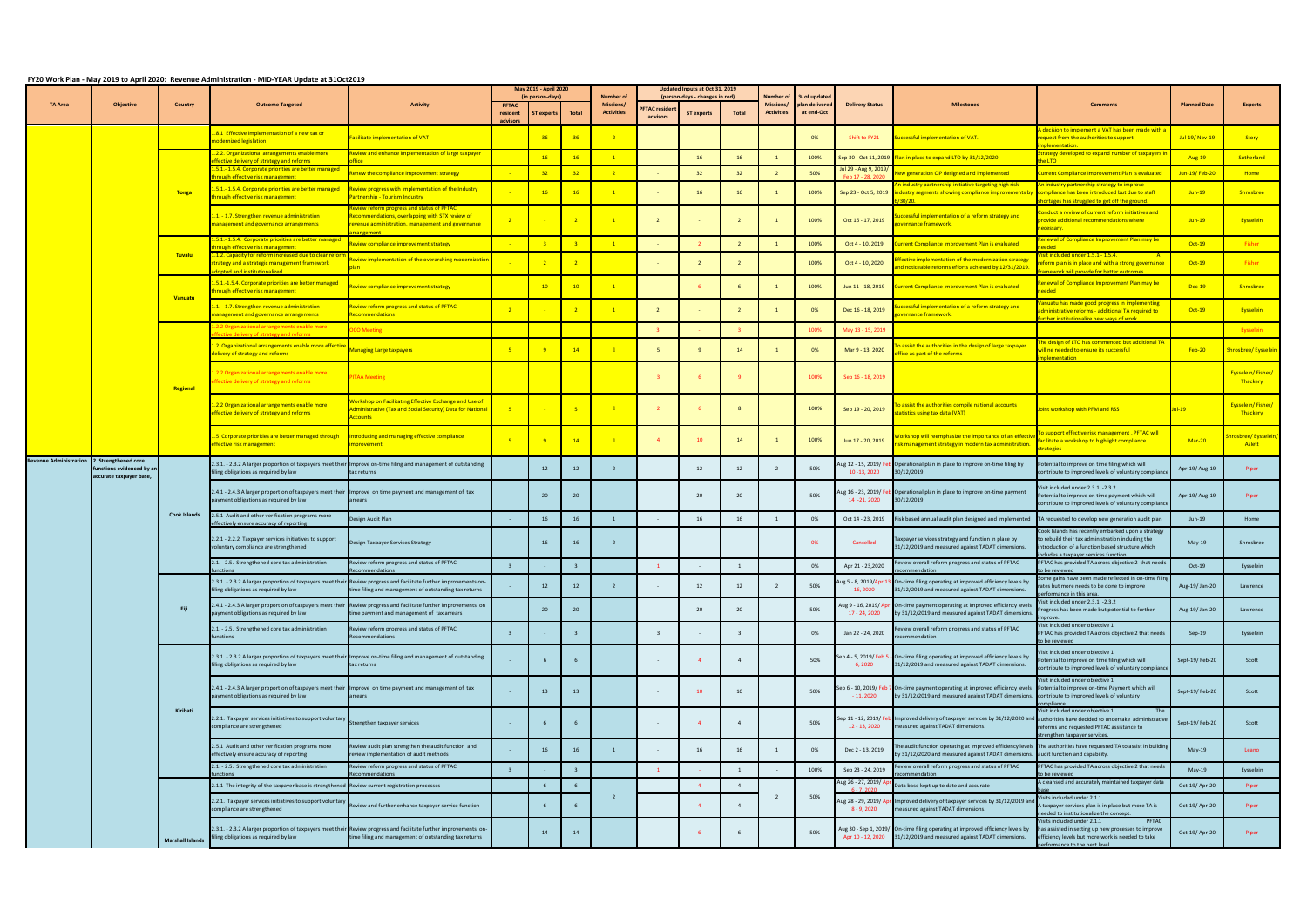# FY20 Work Plan - May 2019 to April 2020: Revenue Administration - MID-YEAR Update at 31Oct2019

| TA Area | Objective | Country | Outcome Targeted | Activity | May 2019 - April 2020 (in person-days) | | | Number of Missions/ Activities | Updated Inputs at Oct 31, 2019 (person-days - changes in red) | | | Number of Missions/ Activities | % of updated plan delivered at end-Oct | Delivery Status | Milestones | Comments | Planned Date | Experts |
|---|---|---|---|---|---|---|---|---|---|---|---|---|---|---|---|---|---|---|
| | | | | | PFTAC resident advisors | ST experts | Total | | PFTAC resident advisors | ST experts | Total | | | | | | | |
| | | Tonga | 1.8.1 Effective implementation of a new tax or modernized legislation | Facilitate implementation of VAT | - | 36 | 36 | 2 | - | - | - | - | 0% | Shift to FY21 | Successful implementation of VAT. | A decision to implement a VAT has been made with a request from the authorities to support implementation. | Jul-19/ Nov-19 | Story |
| | | | 1.2.2. Organizational arrangements enable more effective delivery of strategy and reforms | Review and enhance implementation of large taxpayer office | - | 16 | 16 | 1 | - | 16 | 16 | 1 | 100% | Sep 30 - Oct 11, 2019 | Plan in place to expand LTO by 31/12/2020 | Strategy developed to expand number of taxpayers in the LTO | Aug-19 | Sutherland |
| | | | 1.5.1.- 1.5.4. Corporate priorities are better managed through effective risk management | Renew the compliance improvement strategy | - | 32 | 32 | 2 | - | 32 | 32 | 2 | 50% | Jul 29 - Aug 9, 2019/ Feb 17 - 28, 2020 | New generation CIP designed and implemented | Current Compliance Improvement Plan is evaluated | Jun-19/ Feb-20 | Home |
| | | | 1.5.1.- 1.5.4. Corporate priorities are better managed through effective risk management | Review progress with implementation of the Industry Partnership - Tourism Industry | - | 16 | 16 | 1 | - | 16 | 16 | 1 | 100% | Sep 23 - Oct 5, 2019 | An industry partnership initiative targeting high risk industry segments showing compliance improvements by 6/30/20. | An industry partnership strategy to improve compliance has been introduced but due to staff shortages has struggled to get off the ground. | Jun-19 | Shrosbree |
| | | | 1.1. - 1.7. Strengthen revenue administration management and governance arrangements | Review reform progress and status of PFTAC Recommendations, overlapping with STX review of revenue administration, management and governance arrangement | 2 | - | 2 | 1 | 2 | - | 2 | 1 | 100% | Oct 16 - 17, 2019 | Successful implementation of a reform strategy and governance framework. | Conduct a review of current reform initiatives and provide additional recommendations where necessary. | Jun-19 | Eysselein |
| | | Tuvalu | 1.5.1.- 1.5.4. Corporate priorities are better managed through effective risk management | Review compliance improvement strategy | - | 3 | 3 | 1 | - | 2 | 2 | 1 | 100% | Oct 4 - 10, 2019 | Current Compliance Improvement Plan is evaluated | Renewal of Compliance Improvement Plan may be needed | Oct-19 | Fisher |
| | | | 1.1.2. Capacity for reform increased due to clear reform strategy and a strategic management framework adopted and institutionalized | Review implementation of the overarching modernization plan | - | 2 | 2 | | - | 2 | 2 | | 100% | Oct 4 - 10, 2020 | Effective implementation of the modernization strategy and noticeable reforms efforts achieved by 12/31/2019. | Visit included under 1.5.1 - 1.5.4. A reform plan is in place and with a strong governance framework will provide for better outcomes. | Oct-19 | Fisher |
| | | Vanuatu | 1.5.1.-1.5.4. Corporate priorities are better managed through effective risk management | Review compliance improvement strategy | - | 10 | 10 | 1 | - | 6 | 6 | 1 | 100% | Jun 11 - 18, 2019 | Current Compliance Improvement Plan is evaluated | Renewal of Compliance Improvement Plan may be needed | Dec-19 | Shrosbree |
| | | | 1.1. - 1.7. Strengthen revenue administration management and governance arrangements | Review reform progress and status of PFTAC Recommendations | 2 | - | 2 | 1 | 2 | - | 2 | 1 | 0% | Dec 16 - 18, 2019 | Successful implementation of a reform strategy and governance framework. | Vanuatu has made good progress in implementing administrative reforms - additional TA required to further institutionalize new ways of work. | Oct-19 | Eysselein |
| | | Regional | 1.2.2 Organizational arrangements enable more effective delivery of strategy and reforms | OCG Meeting | | | | | 3 | - | 3 | | 100% | May 13 - 15, 2019 | | | | Eysselein |
| | | | 1.2 Organizational arrangements enable more effective delivery of strategy and reforms | Managing Large taxpayers | 5 | 9 | 14 | 1 | 5 | 9 | 14 | 1 | 0% | Mar 9 - 13, 2020 | To assist the authorities in the design of large taxpayer office as part of the reforms | The design of LTO has commenced but additional TA will ne needed to ensure its successful implementation | Feb-20 | Shrosbree/ Eysselein |
| | | | 1.2.2 Organizational arrangements enable more effective delivery of strategy and reforms | PITAA Meeting | | | | | 3 | 6 | 9 | | 100% | Sep 16 - 18, 2019 | | | | Eysselein/ Fisher/ Thackery |
| | | | 1.2.2 Organizational arrangements enable more effective delivery of strategy and reforms | Workshop on Facilitating Effective Exchange and Use of Administrative (Tax and Social Security) Data for National Accounts | 5 | - | 5 | 1 | 2 | 6 | 8 | | 100% | Sep 19 - 20, 2019 | To assist the authorities compile national accounts statistics using tax data (VAT) | Joint workshop with PFM and RSS | Jul-19 | Eysselein/ Fisher/ Thackery |
| | | | 1.5 Corporate priorities are better managed through effective risk management | Introducing and managing effective compliance improvement | 5 | 9 | 14 | 1 | 4 | 10 | 14 | 1 | 100% | Jun 17 - 20, 2019 | Workshop will reemphasize the importance of an effective risk management strategy in modern tax administration. | To support effective risk management , PFTAC will facilitate a workshop to highlight compliance strategies | Mar-20 | Shrosbree/ Eysselein/ Aslett |
| Revenue Administration | 2. Strengthened core functions evidenced by an accurate taxpayer base, | Cook Islands | 2.3.1. - 2.3.2 A larger proportion of taxpayers meet their filing obligations as required by law | Improve on-time filing and management of outstanding tax returns | - | 12 | 12 | 2 | - | 12 | 12 | 2 | 50% | Aug 12 - 15, 2019/ Feb 10 -13, 2020 | Operational plan in place to improve on-time filing by 30/12/2019 | Potential to improve on time filing which will contribute to improved levels of voluntary compliance | Apr-19/ Aug-19 | Piper |
| | | | 2.4.1 - 2.4.3 A larger proportion of taxpayers meet their payment obligations as required by law | Improve on time payment and management of tax arrears | - | 20 | 20 | | - | 20 | 20 | | 50% | Aug 16 - 23, 2019/ Feb 14 -21, 2020 | Operational plan in place to improve on-time payment 30/12/2019 | Visit included under 2.3.1. -2.3.2 Potential to improve on time payment which will contribute to improved levels of voluntary compliance | Apr-19/ Aug-19 | Piper |
| | | | 2.5.1 Audit and other verification programs more effectively ensure accuracy of reporting | Design Audit Plan | - | 16 | 16 | 1 | - | 16 | 16 | 1 | 0% | Oct 14 - 23, 2019 | Risk based annual audit plan designed and implemented | TA requested to develop new generation audit plan | Jun-19 | Home |
| | | | 2.2.1 - 2.2.2 Taxpayer services initiatives to support voluntary compliance are strengthened | Design Taxpayer Services Strategy | - | 16 | 16 | 2 | - | - | - | - | 0% | Cancelled | Taxpayer services strategy and function in place by 31/12/2019 and measured against TADAT dimensions. | Cook Islands has recently embarked upon a strategy to rebuild their tax administration including the introduction of a function based structure which includes a taxpayer services function. | May-19 | Shrosbree |
| | | | 2.1. - 2.5. Strengthened core tax administration functions | Review reform progress and status of PFTAC Recommendations | 3 | - | 3 | | 1 | - | 1 | | 0% | Apr 21 - 23,2020 | Review overall reform progress and status of PFTAC recommendation | PFTAC has provided TA across objective 2 that needs to be reviewed | Oct-19 | Eysselein |
| | | Fiji | 2.3.1. - 2.3.2 A larger proportion of taxpayers meet their filing obligations as required by law | Review progress and facilitate further improvements on-time filing and management of outstanding tax returns | - | 12 | 12 | 2 | - | 12 | 12 | 2 | 50% | Aug 5 - 8, 2019/Apr 13 - 16, 2020 | On-time filing operating at improved efficiency levels by 31/12/2019 and measured against TADAT dimensions. | Some gains have been made reflected in on-time filing rates but more needs to be done to improve performance in this area | Aug-19/ Jan-20 | Lawrence |
| | | | 2.4.1 - 2.4.3 A larger proportion of taxpayers meet their payment obligations as required by law | Review progress and facilitate further improvements on time payment and management of tax arrears | - | 20 | 20 | | - | 20 | 20 | | 50% | Aug 9 - 16, 2019/ Apr 17 - 24, 2020 | On-time payment operating at improved efficiency levels by 31/12/2019 and measured against TADAT dimensions. | Visit included under 2.3.1. -2.3.2 Progress has been made but potential to further improve. | Aug-19/ Jan-20 | Lawrence |
| | | | 2.1. - 2.5. Strengthened core tax administration functions | Review reform progress and status of PFTAC Recommendations | 3 | - | 3 | | 3 | - | 3 | | 0% | Jan 22 - 24, 2020 | Review overall reform progress and status of PFTAC recommendation | Visit included under objective 1 PFTAC has provided TA across objective 2 that needs to be reviewed | Sep-19 | Eysselein |
| | | Kiribati | 2.3.1. - 2.3.2 A larger proportion of taxpayers meet their filing obligations as required by law | Improve on-time filing and management of outstanding tax returns | - | 6 | 6 | | - | 4 | 4 | | 50% | Sep 4 - 5, 2019/ Feb 5 - 6, 2020 | On-time filing operating at improved efficiency levels by 31/12/2019 and measured against TADAT dimensions. | Visit included under objective 1 Potential to improve on time filing which will contribute to improved levels of voluntary compliance | Sept-19/ Feb-20 | Scott |
| | | | 2.4.1 - 2.4.3 A larger proportion of taxpayers meet their payment obligations as required by law | Improve on time payment and management of tax arrears | - | 13 | 13 | | - | 10 | 10 | | 50% | Sep 6 - 10, 2019/ Feb 7 - 11, 2020 | On-time payment operating at improved efficiency levels by 31/12/2019 and measured against TADAT dimensions. | Visit included under objective 1 Potential to improve on-time Payment which will contribute to improved levels of voluntary compliance. | Sept-19/ Feb-20 | Scott |
| | | | 2.2.1. Taxpayer services initiatives to support voluntary compliance are strengthened | Strengthen taxpayer services | - | 6 | 6 | | - | 4 | 4 | | 50% | Sep 11 - 12, 2019/ Feb 12 - 13, 2020 | Improved delivery of taxpayer services by 31/12/2020 and measured against TADAT dimensions. | Visit included under objective 1 The authorities have decided to undertake administrative reforms and requested PFTAC assistance to strengthen taxpayer services. | Sept-19/ Feb-20 | Scott |
| | | | 2.5.1 Audit and other verification programs more effectively ensure accuracy of reporting | Review audit plan strengthen the audit function and review implementation of audit methods | - | 16 | 16 | 1 | - | 16 | 16 | 1 | 0% | Dec 2 - 13, 2019 | The audit function operating at improved efficiency levels by 31/12/2020 and measured against TADAT dimensions. | The authorities have requested TA to assist in building audit function and capability. | May-19 | Leano |
| | | | 2.1. - 2.5. Strengthened core tax administration functions | Review reform progress and status of PFTAC Recommendations | 3 | - | 3 | | 1 | - | 1 | - | 100% | Sep 23 - 24, 2019 | Review overall reform progress and status of PFTAC recommendation | PFTAC has provided TA across objective 2 that needs to be reviewed | May-19 | Eysselein |
| | | Marshall Islands | 2.1.1 The integrity of the taxpayer base is strengthened | Review current registration processes | - | 6 | 6 | 2 | - | 4 | 4 | 2 | 50% | Aug 26 - 27, 2019/ Apr 6 - 7, 2020 | Data base kept up to date and accurate | A cleansed and accurately maintained taxpayer data base | Oct-19/ Apr-20 | Piper |
| | | | 2.2.1. Taxpayer services initiatives to support voluntary compliance are strengthened | Review and further enhance taxpayer service function | - | 6 | 6 | | - | 4 | 4 | | | Aug 28 - 29, 2019/ Apr 8 - 9, 2020 | Improved delivery of taxpayer services by 31/12/2019 and measured against TADAT dimensions. | Visits included under 2.1.1 A taxpayer services plan is in place but more TA is needed to institutionalize the concept. | Oct-19/ Apr-20 | Piper |
| | | | 2.3.1. - 2.3.2 A larger proportion of taxpayers meet their filing obligations as required by law | Review progress and facilitate further improvements on-time filing and management of outstanding tax returns | - | 14 | 14 | | - | 6 | 6 | | 50% | Aug 30 - Sep 1, 2019/ Apr 10 - 12, 2020 | On-time filing operating at improved efficiency levels by 31/12/2019 and measured against TADAT dimensions. | Visits included under 2.1.1 PFTAC has assisted in setting up new processes to improve efficiency levels but more work is needed to take performance to the next level. | Oct-19/ Apr-20 | Piper |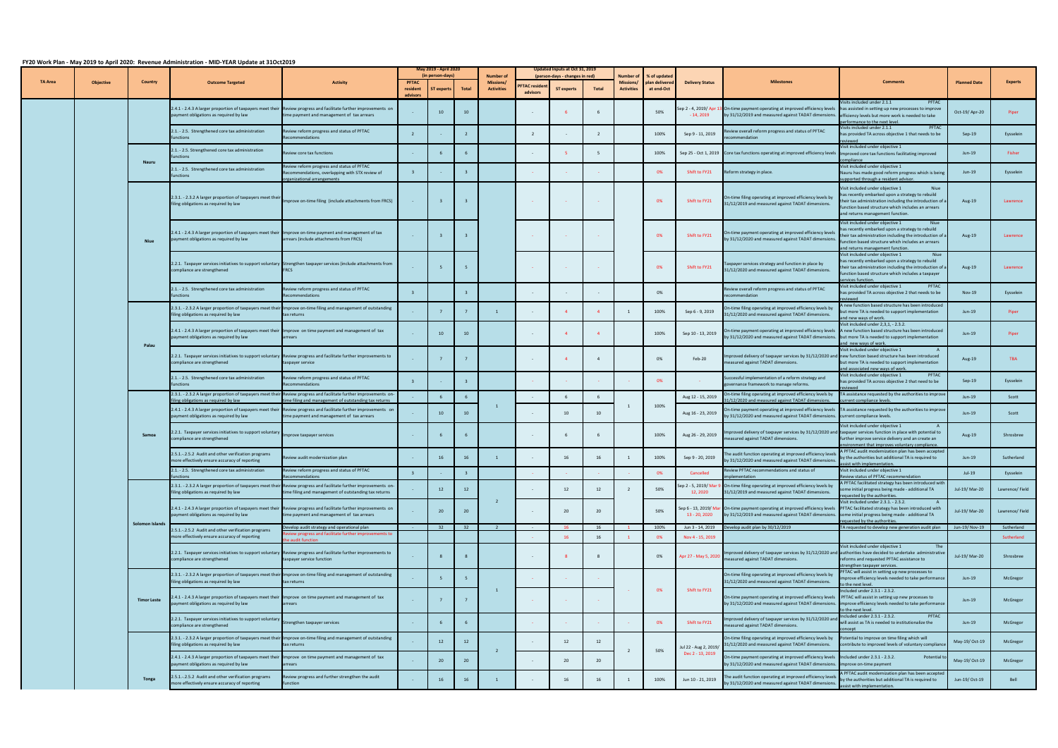## FY20 Work Plan - May 2019 to April 2020: Revenue Administration - MID-YEAR Update at 31Oct2019

| TA Area | Objective | Country | Outcome Targeted | Activity | May 2019 - April 2020 (in person-days) PFTAC resident advisors | ST experts | Total | Number of Missions/ Activities | Updated Inputs at Oct 31, 2019 (person-days - changes in red) PFTAC resident advisors | ST experts | Total | Number of Missions/ Activities | % of updated plan delivered at end-Oct | Delivery Status | Milestones | Comments | Planned Date | Experts |
|---|---|---|---|---|---|---|---|---|---|---|---|---|---|---|---|---|---|---|
| | | | 2.4.1 - 2.4.3 A larger proportion of taxpayers meet their payment obligations as required by law | Review progress and facilitate further improvements on time payment and management of tax arrears | - | 10 | 10 | | - | 6 | 6 | | 50% | Sep 2 - 4, 2019/ Apr 13 - 14, 2019 | On-time payment operating at improved efficiency levels by 31/12/2019 and measured against TADAT dimensions. | Visits included under 2.1.1 PFTAC has assisted in setting up new processes to improve efficiency levels but more work is needed to take performance to the next level. | Oct-19/ Apr-20 | Piper |
| | | | 2.1. - 2.5. Strengthened core tax administration functions | Review reform progress and status of PFTAC Recommendations | 2 | - | 2 | | 2 | - | 2 | | 100% | Sep 9 - 11, 2019 | Review overall reform progress and status of PFTAC recommendation | Visits included under 2.1.1 PFTAC has provided TA across objective 1 that needs to be reviewed | Sep-19 | Eysselein |
| | | Nauru | 2.1. - 2.5. Strengthened core tax administration functions | Review core tax functions | - | 6 | 6 | | - | 5 | 5 | | 100% | Sep 25 - Oct 1, 2019 | Core tax functions operating at improved efficiency levels | Visit included under objective 1 Improved core tax functions facilitating improved compliance | Jun-19 | Fisher |
| | | | 2.1. - 2.5. Strengthened core tax administration functions | Review reform progress and status of PFTAC Recommendations, overlapping with STX review of organizational arrangements | 3 | - | 3 | | - | - | - | | 0% | Shift to FY21 | Reform strategy in place. | Visit included under objective 1 Nauru has made good reform progress which is being supported through a resident advisor. | Jun-19 | Eysselein |
| | | Niue | 2.3.1. - 2.3.2 A larger proportion of taxpayers meet their filing obligations as required by law | Improve on-time filing (include attachments from FRCS) | - | 3 | 3 | | - | - | - | | 0% | Shift to FY21 | On-time filing operating at improved efficiency levels by 31/12/2019 and measured against TADAT dimensions. | Visit included under objective 1 Niue has recently embarked upon a strategy to rebuild their tax administration including the introduction of a function based structure which includes an arrears and returns management function. | Aug-19 | Lawrence |
| | | | 2.4.1 - 2.4.3 A larger proportion of taxpayers meet their payment obligations as required by law | Improve on-time payment and management of tax arrears (include attachments from FRCS) | - | 3 | 3 | | - | - | - | | 0% | Shift to FY21 | On-time payment operating at improved efficiency levels by 31/12/2020 and measured against TADAT dimensions. | Visit included under objective 1 Niue has recently embarked upon a strategy to rebuild their tax administration including the introduction of a function based structure which includes an arrears and returns management function. | Aug-19 | Lawrence |
| | | | 2.2.1. Taxpayer services initiatives to support voluntary compliance are strengthened | Strengthen taxpayer services (include attachments from FRCS | - | 5 | 5 | | - | - | - | | 0% | Shift to FY21 | Taxpayer services strategy and function in place by 31/12/2020 and measured against TADAT dimensions. | Visit included under objective 1 Niue has recently embarked upon a strategy to rebuild their tax administration including the introduction of a function based structure which includes a taxpayer services function. | Aug-19 | Lawrence |
| | | | 2.1. - 2.5. Strengthened core tax administration functions | Review reform progress and status of PFTAC Recommendations | 3 | | 3 | | - | - | - | | 0% | | Review overall reform progress and status of PFTAC recommendation | Visit included under objective 1 PFTAC has provided TA across objective 2 that needs to be reviewed | Nov-19 | Eysselein |
| | | Palau | 2.3.1. - 2.3.2 A larger proportion of taxpayers meet their filing obligations as required by law | Improve on-time filing and management of outstanding tax returns | - | 7 | 7 | 1 | - | 4 | 4 | 1 | 100% | Sep 6 - 9, 2019 | On-time filing operating at improved efficiency levels by 31/12/2020 and measured against TADAT dimensions. | A new function based structure has been introduced but more TA is needed to support implementation and new ways of work. | Jun-19 | Piper |
| | | | 2.4.1 - 2.4.3 A larger proportion of taxpayers meet their payment obligations as required by law | Improve on time payment and management of tax arrears | - | 10 | 10 | | - | 4 | 4 | | 100% | Sep 10 - 13, 2019 | On-time payment operating at improved efficiency levels by 31/12/2020 and measured against TADAT dimensions. | Visit included under 2.3.1, - 2.3.2. A new function based structure has been introduced but more TA is needed to support implementation and new ways of work. | Jun-19 | Piper |
| | | | 2.2.1. Taxpayer services initiatives to support voluntary compliance are strengthened | Review progress and facilitate further improvements to taxpayer service | - | 7 | 7 | | - | 4 | 4 | | 0% | Feb-20 | Improved delivery of taxpayer services by 31/12/2020 and measured against TADAT dimensions. | Visit included under objective 1 A new function based structure has been introduced but more TA is needed to support implementation and associated new ways of work. | Aug-19 | TBA |
| | | | 2.1. - 2.5. Strengthened core tax administration functions | Review reform progress and status of PFTAC Recommendations | 3 | - | 3 | | - | - | - | - | 0% | - | Successful implementation of a reform strategy and governance framework to manage reforms. | Visit included under objective 1 PFTAC has provided TA across objective 2 that need to be reviewed | Sep-19 | Eysselein |
| | | Samoa | 2.3.1. - 2.3.2 A larger proportion of taxpayers meet their filing obligations as required by law | Review progress and facilitate further improvements on-time filing and management of outstanding tax returns | - | 6 | 6 | 1 | - | 6 | 6 | 1 | 100% | Aug 12 - 15, 2019 | On-time filing operating at improved efficiency levels by 31/12/2020 and measured against TADAT dimensions. | TA assistance requested by the authorities to improve current compliance levels. | Jun-19 | Scott |
| | | | 2.4.1 - 2.4.3 A larger proportion of taxpayers meet their payment obligations as required by law | Review progress and facilitate further improvements on time payment and management of tax arrears | - | 10 | 10 | | - | 10 | 10 | | | Aug 16 - 23, 2019 | On-time payment operating at improved efficiency levels by 31/12/2020 and measured against TADAT dimensions. | TA assistance requested by the authorities to improve current compliance levels. | Jun-19 | Scott |
| | | | 2.2.1. Taxpayer services initiatives to support voluntary compliance are strengthened | Improve taxpayer services | - | 6 | 6 | | - | 6 | 6 | | 100% | Aug 26 - 29, 2019 | Improved delivery of taxpayer services by 31/12/2020 and measured against TADAT dimensions. | Visit included under objective 1 A taxpayer services function in place with potential to further improve service delivery and an create an environment that improves voluntary compliance. | Aug-19 | Shrosbree |
| | | | 2.5.1.- 2.5.2 Audit and other verification programs more effectively ensure accuracy of reporting | Review audit modernization plan | - | 16 | 16 | 1 | - | 16 | 16 | 1 | 100% | Sep 9 - 20, 2019 | The audit function operating at improved efficiency levels by 31/12/2020 and measured against TADAT dimensions. | A PFTAC audit modernization plan has been accepted by the authorities but additional TA is required to assist with implementation. | Jun-19 | Sutherland |
| | | | 2.1. - 2.5. Strengthened core tax administration functions | Review reform progress and status of PFTAC Recommendations | 3 | - | 3 | | - | - | - | - | 0% | Cancelled | Review PFTAC recommendations and status of implementation | Visit included under objective 1 Review status of PFTAC recommendation | Jul-19 | Eysselein |
| | | Solomon Islands | 2.3.1. - 2.3.2 A larger proportion of taxpayers meet their filing obligations as required by law | Review progress and facilitate further improvements on-time filing and management of outstanding tax returns | - | 12 | 12 | 2 | - | 12 | 12 | 2 | 50% | Sep 2 - 5, 2019/ Mar 9 - 12, 2020 | On-time filing operating at improved efficiency levels by 31/12/2020 and measured against TADAT dimensions. | A PFTAC facilitated strategy has been introduced with some initial progress being made - additional TA requested by the authorities. | Jul-19/ Mar-20 | Lawrence/ Field |
| | | | 2.4.1 - 2.4.3 A larger proportion of taxpayers meet their payment obligations as required by law | Review progress and facilitate further improvements on time payment and management of tax arrears | - | 20 | 20 | | - | 20 | 20 | | 50% | Sep 6 - 13, 2019/ Mar 13 - 20, 2020 | On-time payment operating at improved efficiency levels by 31/12/2019 and measured against TADAT dimensions. | Visit included under 2.3.1. - 2.3.2. A PFTAC facilitated strategy has been introduced with some initial progress being made - additional TA requested by the authorities. | Jul-19/ Mar-20 | Lawrence/ Field |
| | | | 2.5.1.- 2.5.2 Audit and other verification programs more effectively ensure accuracy of reporting | Develop audit strategy and operational plan | - | 32 | 32 | 2 | - | 16 | 16 | 1 | 100% | Jun 3 - 14, 2019 | Develop audit plan by 30/12/2019 | TA requested to develop new generation audit plan | Jun-19/ Nov-19 | Sutherland |
| | | | | Review progress and facilitate further improvements to the audit function | | | | | - | 16 | 16 | 1 | 0% | Nov 4 - 15, 2019 | | | | Sutherland |
| | | | 2.2.1. Taxpayer services initiatives to support voluntary compliance are strengthened | Review progress and facilitate further improvements to taxpayer service function | - | 8 | 8 | | - | 8 | 8 | | 0% | Apr 27 - May 5, 2020 | Improved delivery of taxpayer services by 31/12/2020 and measured against TADAT dimensions. | Visit included under objective 1 The authorities have decided to undertake administrative reforms and requested PFTAC assistance to strengthen taxpayer services. | Jul-19/ Mar-20 | Shrosbree |
| | | Timor Leste | 2.3.1. - 2.3.2 A larger proportion of taxpayers meet their filing obligations as required by law | Improve on-time filing and management of outstanding tax returns | - | 5 | 5 | 1 | - | - | - | - | 0% | Shift to FY21 | On-time filing operating at improved efficiency levels by 31/12/2020 and measured against TADAT dimensions. | PFTAC will assist in setting up new processes to improve efficiency levels needed to take performance to the next level. | Jun-19 | McGregor |
| | | | 2.4.1 - 2.4.3 A larger proportion of taxpayers meet their payment obligations as required by law | Improve on time payment and management of tax arrears | - | 7 | 7 | | - | - | - | | | | On-time payment operating at improved efficiency levels by 31/12/2020 and measured against TADAT dimensions. | Included under 2.3.1 - 2.3.2. PFTAC will assist in setting up new processes to improve efficiency levels needed to take performance to the next level. | Jun-19 | McGregor |
| | | | 2.2.1. Taxpayer services initiatives to support voluntary compliance are strengthened | Strengthen taxpayer services | - | 6 | 6 | | - | - | - | - | 0% | Shift to FY21 | Improved delivery of taxpayer services by 31/12/2020 and measured against TADAT dimensions. | Included under 2.3.1 - 2.3.2. PFTAC will assist as TA is needed to institutionalize the concept | Jun-19 | McGregor |
| | | Tonga | 2.3.1. - 2.3.2 A larger proportion of taxpayers meet their filing obligations as required by law | Improve on-time filing and management of outstanding tax returns | - | 12 | 12 | 2 | - | 12 | 12 | 2 | 50% | Jul 22 - Aug 2, 2019/ Dec 2 - 13, 2019 | On-time filing operating at improved efficiency levels by 31/12/2020 and measured against TADAT dimensions. | Potential to improve on time filing which will contribute to improved levels of voluntary compliance | May-19/ Oct-19 | McGregor |
| | | | 2.4.1 - 2.4.3 A larger proportion of taxpayers meet their payment obligations as required by law | Improve on time payment and management of tax arrears | - | 20 | 20 | | - | 20 | 20 | | | | On-time payment operating at improved efficiency levels by 31/12/2020 and measured against TADAT dimensions. | Included under 2.3.1 - 2.3.2. Potential to improve on-time payment | May-19/ Oct-19 | McGregor |
| | | | 2.5.1.- 2.5.2 Audit and other verification programs more effectively ensure accuracy of reporting | Review progress and further strengthen the audit function | - | 16 | 16 | 1 | - | 16 | 16 | 1 | 100% | Jun 10 - 21, 2019 | The audit function operating at improved efficiency levels by 31/12/2020 and measured against TADAT dimensions. | A PFTAC audit modernization plan has been accepted by the authorities but additional TA is required to assist with implementation. | Jun-19/ Oct-19 | Bell |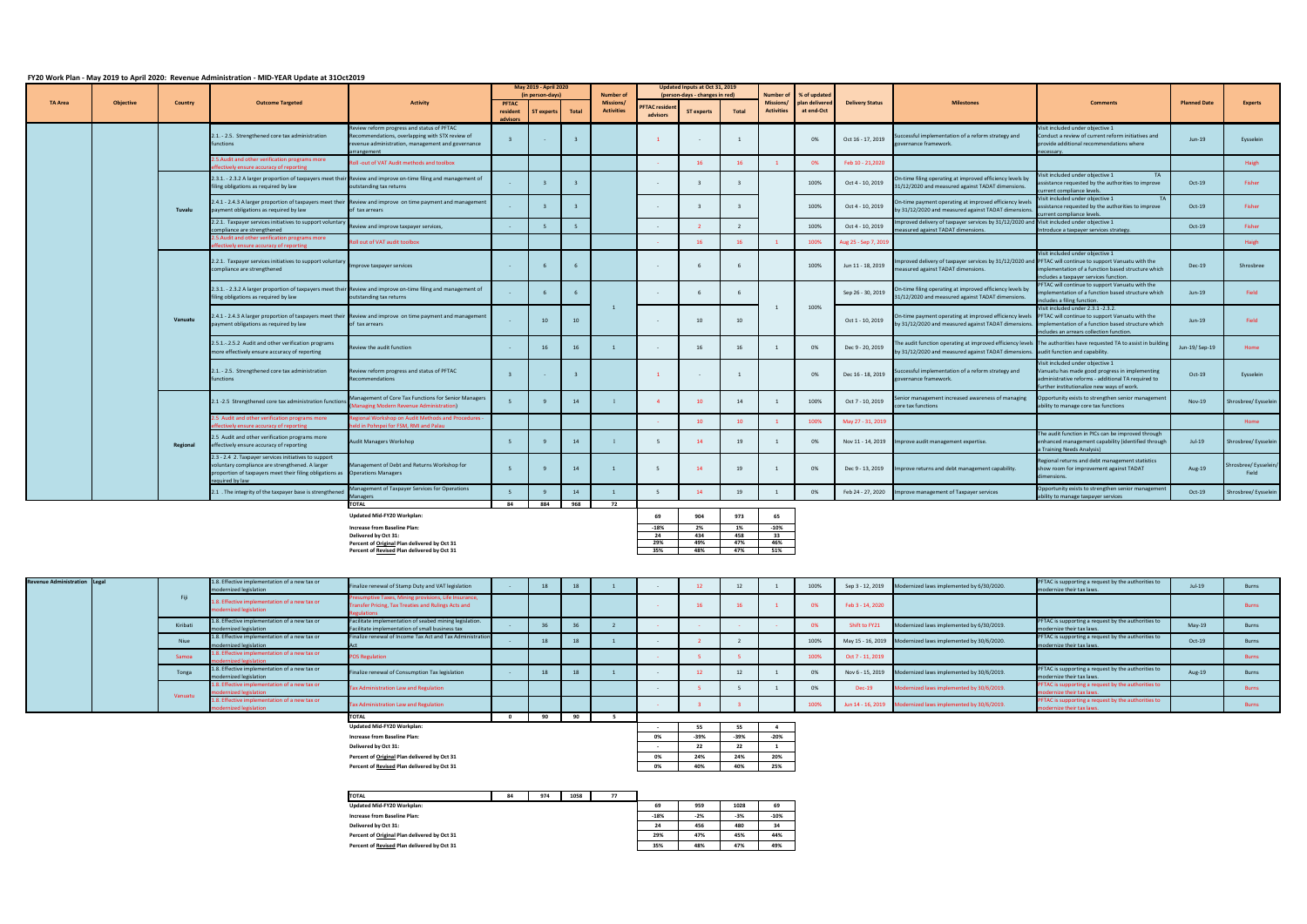## FY20 Work Plan - May 2019 to April 2020: Revenue Administration - MID-YEAR Update at 31Oct2019

| TA Area | Objective | Country | Outcome Targeted | Activity | May 2019 - April 2020 (in person-days) | | | Number of Missions/ Activities | Updated inputs at Oct 31, 2019 (person-days - changes in red) | | | Number of Missions/ Activities | % of updated plan delivered at end-Oct | Delivery Status | Milestones | Comments | Planned Date | Experts |
|---|---|---|---|---|---|---|---|---|---|---|---|---|---|---|---|---|---|---|
| | | | | | PFTAC resident advisors | ST experts | Total | | PFTAC resident advisors | ST experts | Total | | | | | | | |
| | | | 2.1. - 2.5. Strengthened core tax administration functions | Review reform progress and status of PFTAC Recommendations, overlapping with STX review of revenue administration, management and governance arrangement | 3 | - | 3 | | 1 | - | 1 | | 0% | Oct 16 - 17, 2019 | Successful implementation of a reform strategy and governance framework. | Visit included under objective 1 Conduct a review of current reform initiatives and provide additional recommendations where necessary. | Jun-19 | Eysselein |
| | | | 2.5 Audit and other verification programs more effectively ensure accuracy of reporting | Roll -out of VAT Audit methods and toolbox | | | | | - | 16 | 16 | 1 | 0% | Feb 10 - 21,2020 | | | | Haigh |
| | | Tuvalu | 2.3.1. - 2.3.2 A larger proportion of taxpayers meet their filing obligations as required by law | Review and improve on-time filing and management of outstanding tax returns | - | 3 | 3 | | - | 3 | 3 | | 100% | Oct 4 - 10, 2019 | On-time filing operating at improved efficiency levels by 31/12/2020 and measured against TADAT dimensions. | Visit included under objective 1 TA assistance requested by the authorities to improve current compliance levels. | Oct-19 | Fisher |
| | | | 2.4.1 - 2.4.3 A larger proportion of taxpayers meet their payment obligations as required by law | Review and improve on time payment and management of tax arrears | - | 3 | 3 | | - | 3 | 3 | | 100% | Oct 4 - 10, 2019 | On-time payment operating at improved efficiency levels by 31/12/2020 and measured against TADAT dimensions. | Visit included under objective 1 TA assistance requested by the authorities to improve current compliance levels. | Oct-19 | Fisher |
| | | | 2.2.1. Taxpayer services initiatives to support voluntary compliance are strengthened | Review and improve taxpayer services, | - | 5 | 5 | | - | 2 | 2 | | 100% | Oct 4 - 10, 2019 | Improved delivery of taxpayer services by 31/12/2020 and measured against TADAT dimensions. | Visit included under objective 1 Introduce a taxpayer services strategy. | Oct-19 | Fisher |
| | | | 2.5 Audit and other verification programs more effectively ensure accuracy of reporting | Roll out of VAT audit toolbox | | | | | - | 16 | 16 | 1 | 100% | Aug 25 - Sep 7, 2019 | | | | Haigh |
| | | Vanuatu | 2.2.1. Taxpayer services initiatives to support voluntary compliance are strengthened | Improve taxpayer services | - | 6 | 6 | 1 | - | 6 | 6 | 1 | 100% | Jun 11 - 18, 2019 | Improved delivery of taxpayer services by 31/12/2020 and measured against TADAT dimensions. | Visit included under objective 1 PFTAC will continue to support Vanuatu with the implementation of a function based structure which includes a taxpayer services function. | Dec-19 | Shrosbree |
| | | | 2.3.1. - 2.3.2 A larger proportion of taxpayers meet their filing obligations as required by law | Review and improve on-time filing and management of outstanding tax returns | - | 6 | 6 | | - | 6 | 6 | | | Sep 26 - 30, 2019 | On-time filing operating at improved efficiency levels by 31/12/2020 and measured against TADAT dimensions. | PFTAC will continue to support Vanuatu with the implementation of a function based structure which includes a filing function. | Jun-19 | Field |
| | | | 2.4.1 - 2.4.3 A larger proportion of taxpayers meet their payment obligations as required by law | Review and improve on time payment and management of tax arrears | - | 10 | 10 | | - | 10 | 10 | | | Oct 1 - 10, 2019 | On-time payment operating at improved efficiency levels by 31/12/2020 and measured against TADAT dimensions. | Visit included under 2.3.1 -2.3.2. PFTAC will continue to support Vanuatu with the implementation of a function based structure which includes an arrears collection function. | Jun-19 | Field |
| | | | 2.5.1.- 2.5.2 Audit and other verification programs more effectively ensure accuracy of reporting | Review the audit function | - | 16 | 16 | 1 | - | 16 | 16 | 1 | 0% | Dec 9 - 20, 2019 | The audit function operating at improved efficiency levels by 31/12/2020 and measured against TADAT dimensions. | The authorities have requested TA to assist in building audit function and capability. | Jun-19/ Sep-19 | Home |
| | | | 2.1. - 2.5. Strengthened core tax administration functions | Review reform progress and status of PFTAC Recommendations | 3 | - | 3 | | 1 | - | 1 | | 0% | Dec 16 - 18, 2019 | Successful implementation of a reform strategy and governance framework. | Visit included under objective 1 Vanuatu has made good progress in implementing administrative reforms - additional TA required to further institutionalize new ways of work. | Oct-19 | Eysselein |
| | | Regional | 2.1 -2.5 Strengthened core tax administration functions | Management of Core Tax Functions for Senior Managers (Managing Modern Revenue Administration) | 5 | 9 | 14 | 1 | 4 | 10 | 14 | 1 | 100% | Oct 7 - 10, 2019 | Senior management increased awareness of managing core tax functions | Opportunity exists to strengthen senior management ability to manage core tax functions | Nov-19 | Shrosbree/ Eysselein |
| | | | 2.5 Audit and other verification programs more effectively ensure accuracy of reporting | Regional Workshop on Audit Methods and Procedures - held in Pohnpei for FSM, RMI and Palau | | | | | - | 10 | 10 | 1 | 100% | May 27 - 31, 2019 | | | | Home |
| | | | 2.5 Audit and other verification programs more effectively ensure accuracy of reporting | Audit Managers Workshop | 5 | 9 | 14 | 1 | 5 | 14 | 19 | 1 | 0% | Nov 11 - 14, 2019 | Improve audit management expertise. | The audit function in PICs can be improved through enhanced management capability (identified through a Training Needs Analysis) | Jul-19 | Shrosbree/ Eysselein |
| | | | 2.3 - 2.4 2. Taxpayer services initiatives to support voluntary compliance are strengthened. A larger proportion of taxpayers meet their filing obligations as required by law | Management of Debt and Returns Workshop for Operations Managers | 5 | 9 | 14 | 1 | 5 | 14 | 19 | 1 | 0% | Dec 9 - 13, 2019 | Improve returns and debt management capability. | Regional returns and debt management statistics show room for improvement against TADAT dimensions. | Aug-19 | Shrosbree/ Eysselein/ Field |
| | | | 2.1 . The integrity of the taxpayer base is strengthened | Management of Taxpayer Services for Operations Managers | 5 | 9 | 14 | 1 | 5 | 14 | 19 | 1 | 0% | Feb 24 - 27, 2020 | Improve management of Taxpayer services | Opportunity exists to strengthen senior management ability to manage taxpayer services | Oct-19 | Shrosbree/ Eysselein |
| | | | | TOTAL | 84 | 884 | 968 | 72 | | | | | | | | | | |
| | | | | Updated Mid-FY20 Workplan: | | | | | 69 | 904 | 973 | 65 | | | | | | |
| | | | | Increase from Baseline Plan: | | | | | -18% | 2% | 1% | -10% | | | | | | |
| | | | | Delivered by Oct 31: | | | | | 24 | 434 | 458 | 33 | | | | | | |
| | | | | Percent of Original Plan delivered by Oct 31 | | | | | 29% | 49% | 47% | 46% | | | | | | |
| | | | | Percent of Revised Plan delivered by Oct 31 | | | | | 35% | 48% | 47% | 51% | | | | | | |

| TA Area | Objective | Country | Outcome Targeted | Activity | PFTAC resident advisors | ST experts | Total | Number of Missions/ Activities | PFTAC resident advisors | ST experts | Total | Number of Missions/ Activities | % of updated plan delivered at end-Oct | Delivery Status | Milestones | Comments | Planned Date | Experts |
|---|---|---|---|---|---|---|---|---|---|---|---|---|---|---|---|---|---|---|
| Revenue Administration | Legal | Fiji | 1.8. Effective implementation of a new tax or modernized legislation | Finalize renewal of Stamp Duty and VAT legislation | - | 18 | 18 | 1 | - | 12 | 12 | 1 | 100% | Sep 3 - 12, 2019 | Modernized laws implemented by 6/30/2020. | PFTAC is supporting a request by the authorities to modernize their tax laws. | Jul-19 | Burns |
| | | | 1.8. Effective implementation of a new tax or modernized legislation | Presumptive Taxes, Mining provisions, Life Insurance, Transfer Pricing, Tax Treaties and Rulings Acts and Regulations | | | | | - | 16 | 16 | 1 | 0% | Feb 3 - 14, 2020 | | | | Burns |
| | | Kiribati | 1.8. Effective implementation of a new tax or modernized legislation | Facilitate implementation of seabed mining legislation. Facilitate implementation of small business tax | - | 36 | 36 | 2 | - | - | - | - | 0% | Shift to FY21 | Modernized laws implemented by 6/30/2019. | PFTAC is supporting a request by the authorities to modernize their tax laws. | May-19 | Burns |
| | | Niue | 1.8. Effective implementation of a new tax or modernized legislation | Finalize renewal of Income Tax Act and Tax Administration Act | - | 18 | 18 | 1 | - | 2 | 2 | | 100% | May 15 - 16, 2019 | Modernized laws implemented by 30/6/2020. | PFTAC is supporting a request by the authorities to modernize their tax laws. | Oct-19 | Burns |
| | | Samoa | 1.8. Effective implementation of a new tax or modernized legislation | POS Regulation | | | | | - | 5 | 5 | | 100% | Oct 7 - 11, 2019 | | | | Burns |
| | | Tonga | 1.8. Effective implementation of a new tax or modernized legislation | Finalize renewal of Consumption Tax legislation | - | 18 | 18 | 1 | - | 12 | 12 | 1 | 0% | Nov 6 - 15, 2019 | Modernized laws implemented by 30/6/2019. | PFTAC is supporting a request by the authorities to modernize their tax laws. | Aug-19 | Burns |
| | | Vanuatu | 1.8. Effective implementation of a new tax or modernized legislation | Tax Administration Law and Regulation | | | | | - | 5 | 5 | 1 | 0% | Dec-19 | Modernized laws implemented by 30/6/2019. | PFTAC is supporting a request by the authorities to modernize their tax laws. | | Burns |
| | | | 1.8. Effective implementation of a new tax or modernized legislation | Tax Administration Law and Regulation | | | | | - | 3 | 3 | | 100% | Jun 14 - 16, 2019 | Modernized laws implemented by 30/6/2019. | PFTAC is supporting a request by the authorities to modernize their tax laws. | | Burns |
| | | | | TOTAL | 0 | 90 | 90 | 5 | | | | | | | | | | |
| | | | | Updated Mid-FY20 Workplan: | | | | | - | 55 | 55 | 4 | | | | | | |
| | | | | Increase from Baseline Plan: | | | | | 0% | -39% | -39% | -20% | | | | | | |
| | | | | Delivered by Oct 31: | | | | | - | 22 | 22 | 1 | | | | | | |
| | | | | Percent of Original Plan delivered by Oct 31 | | | | | 0% | 24% | 24% | 20% | | | | | | |
| | | | | Percent of Revised Plan delivered by Oct 31 | | | | | 0% | 40% | 40% | 25% | | | | | | |

| | PFTAC resident advisors | ST experts | Total | Number of Missions/ Activities | PFTAC resident advisors | ST experts | Total | Number of Missions/ Activities |
|---|---|---|---|---|---|---|---|---|
| TOTAL | 84 | 974 | 1058 | 77 | | | | |
| Updated Mid-FY20 Workplan: | | | | | 69 | 959 | 1028 | 69 |
| Increase from Baseline Plan: | | | | | -18% | -2% | -3% | -10% |
| Delivered by Oct 31: | | | | | 24 | 456 | 480 | 34 |
| Percent of Original Plan delivered by Oct 31 | | | | | 29% | 47% | 45% | 44% |
| Percent of Revised Plan delivered by Oct 31 | | | | | 35% | 48% | 47% | 49% |